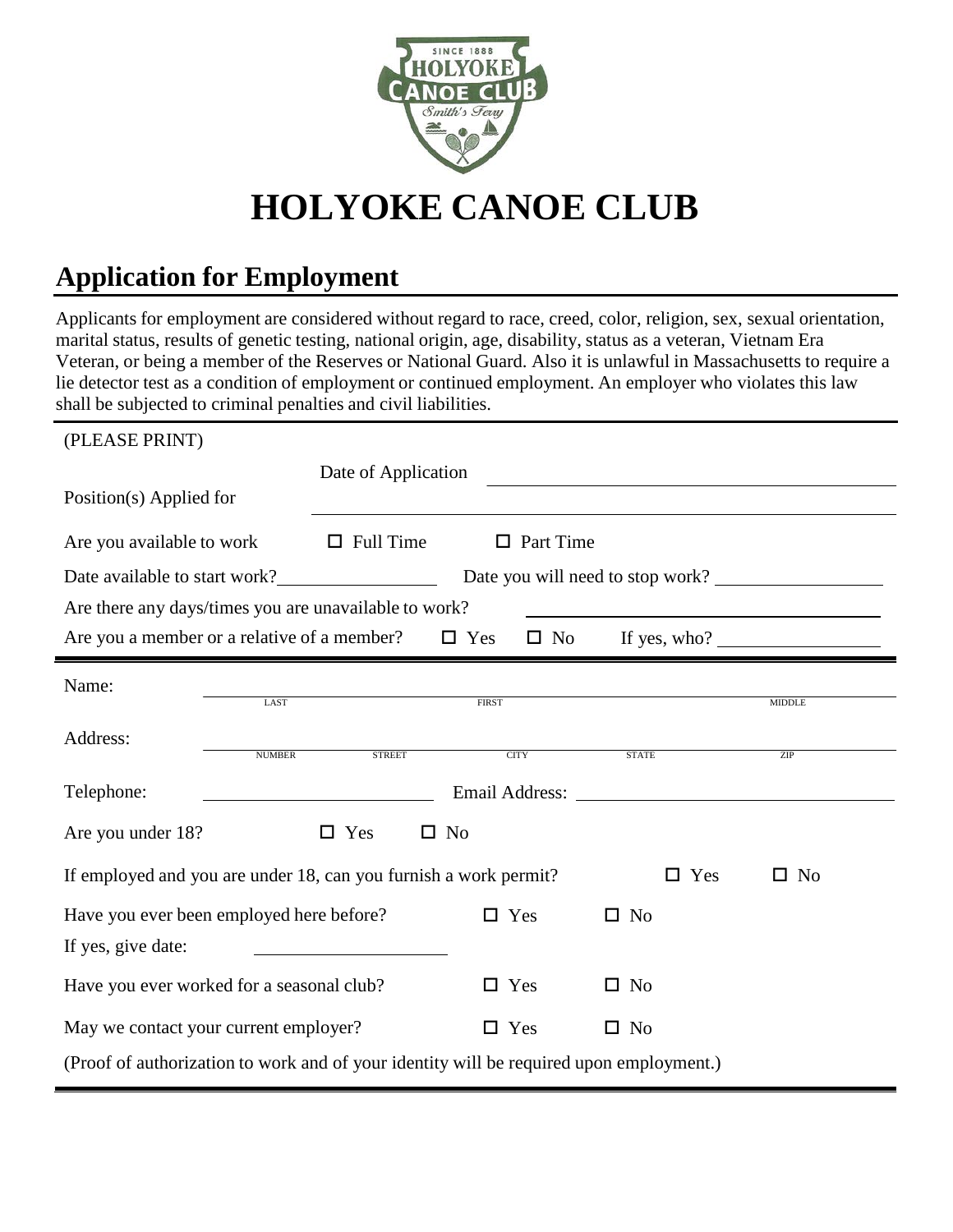# HOLYOKE CANOE CLUB

## Application for Employment

Applicants for employment are considered without regard to race, creed, color, religion, sex, sexual orientation, marital status, results of genetic testing, national origin, age, disability, status as a veteran, Vietnam Era Veteran, or being a member of the Reserves or National Guard. Also it is unlawful in Massachusetts to require a lie detector test as a condition of employment or continued employment. An employer who violates this law shall be subjected to criminal penalties and civil liabilities.

(PLEASE PRINT)

Date of Application ______________________

Position(s) Applied for ______________________

Are you available to work ☐ Full Time ☐ Part Time

Date available to start work? ____________ Date you will need to stop work? ____________

Are there any days/times you are unavailable to work? ______________________

Are you a member or a relative of a member? ☐ Yes ☐ No If yes, who? ____________

Name: ______________________
LAST FIRST MIDDLE

Address: ______________________
NUMBER STREET CITY STATE ZIP

Telephone: ____________ Email Address: ____________

Are you under 18? ☐ Yes ☐ No

If employed and you are under 18, can you furnish a work permit? ☐ Yes ☐ No

Have you ever been employed here before? ☐ Yes ☐ No

If yes, give date: ____________

Have you ever worked for a seasonal club? ☐ Yes ☐ No

May we contact your current employer? ☐ Yes ☐ No

(Proof of authorization to work and of your identity will be required upon employment.)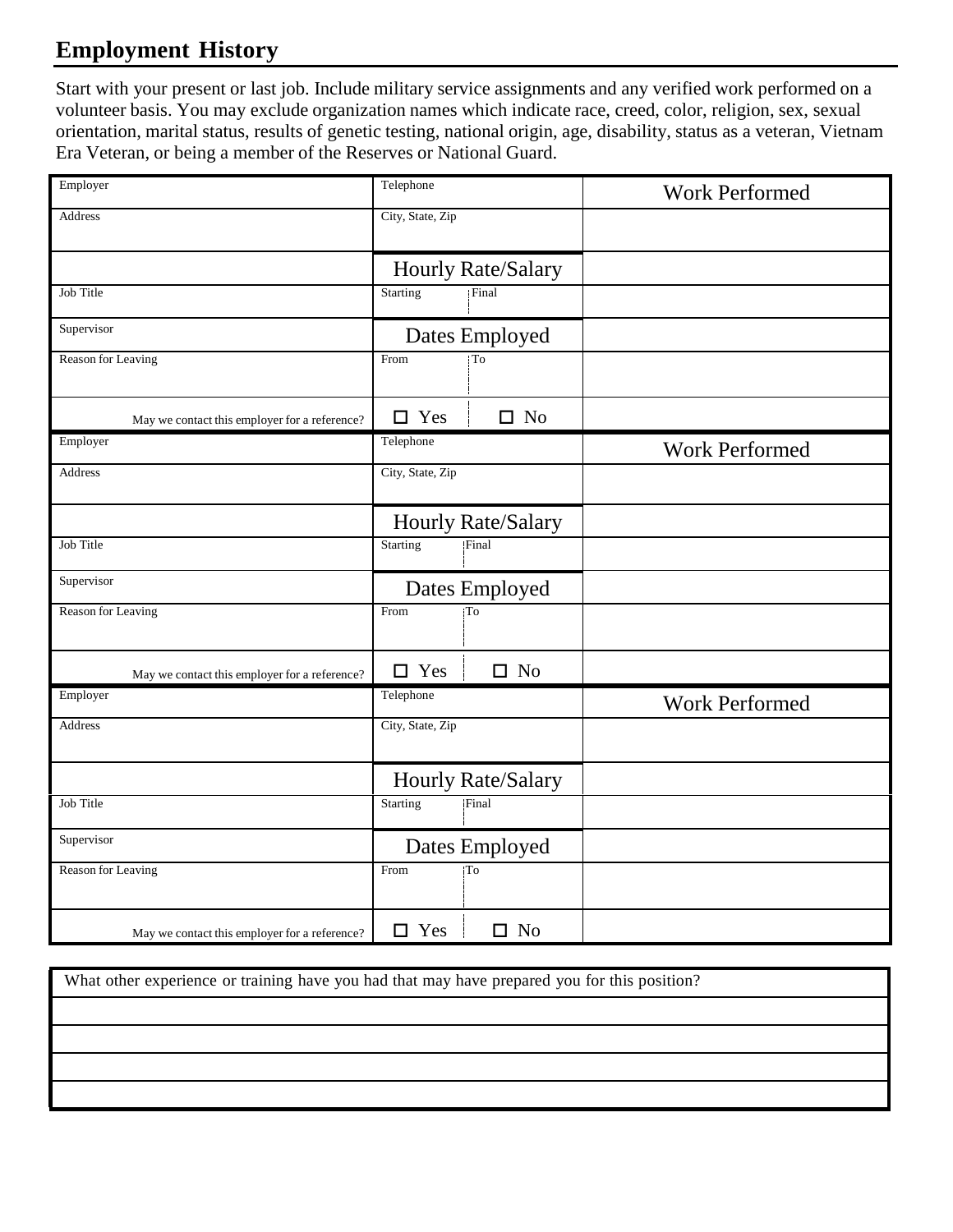## Employment History

Start with your present or last job. Include military service assignments and any verified work performed on a volunteer basis. You may exclude organization names which indicate race, creed, color, religion, sex, sexual orientation, marital status, results of genetic testing, national origin, age, disability, status as a veteran, Vietnam Era Veteran, or being a member of the Reserves or National Guard.

| Employer | Telephone | | Work Performed |
|---|---|---|---|
| Address | City, State, Zip | | |
| | Hourly Rate/Salary | | |
| Job Title | Starting | Final | |
| Supervisor | Dates Employed | | |
| Reason for Leaving | From | To | |
| May we contact this employer for a reference? | ☐ Yes | ☐ No | |

| Employer | Telephone | | Work Performed |
|---|---|---|---|
| Address | City, State, Zip | | |
| | Hourly Rate/Salary | | |
| Job Title | Starting | Final | |
| Supervisor | Dates Employed | | |
| Reason for Leaving | From | To | |
| May we contact this employer for a reference? | ☐ Yes | ☐ No | |

| Employer | Telephone | | Work Performed |
|---|---|---|---|
| Address | City, State, Zip | | |
| | Hourly Rate/Salary | | |
| Job Title | Starting | Final | |
| Supervisor | Dates Employed | | |
| Reason for Leaving | From | To | |
| May we contact this employer for a reference? | ☐ Yes | ☐ No | |

| What other experience or training have you had that may have prepared you for this position? |
|---|
| |
| |
| |
| |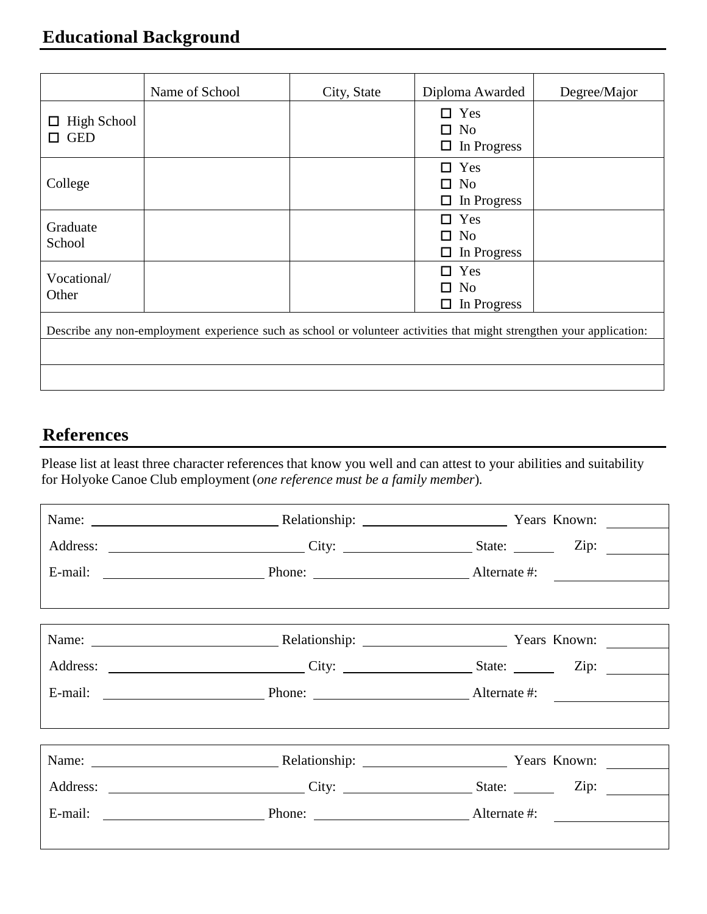## Educational Background

| | Name of School | City, State | Diploma Awarded | Degree/Major |
|---|---|---|---|---|
| ☐ High School<br>☐ GED | | | ☐ Yes<br>☐ No<br>☐ In Progress | |
| College | | | ☐ Yes<br>☐ No<br>☐ In Progress | |
| Graduate School | | | ☐ Yes<br>☐ No<br>☐ In Progress | |
| Vocational/ Other | | | ☐ Yes<br>☐ No<br>☐ In Progress | |

Describe any non-employment experience such as school or volunteer activities that might strengthen your application:

______________________________________________

______________________________________________

## References

Please list at least three character references that know you well and can attest to your abilities and suitability for Holyoke Canoe Club employment (*one reference must be a family member*).

Name: ______________________ Relationship: ____________________ Years Known: ________

Address: ______________________ City: __________________ State: ______ Zip: ________

E-mail: ____________________ Phone: ____________________ Alternate #: ______________

Name: ______________________ Relationship: ____________________ Years Known: ________

Address: ______________________ City: __________________ State: ______ Zip: ________

E-mail: ____________________ Phone: ____________________ Alternate #: ______________

Name: ______________________ Relationship: ____________________ Years Known: ________

Address: ______________________ City: __________________ State: ______ Zip: ________

E-mail: ____________________ Phone: ____________________ Alternate #: ______________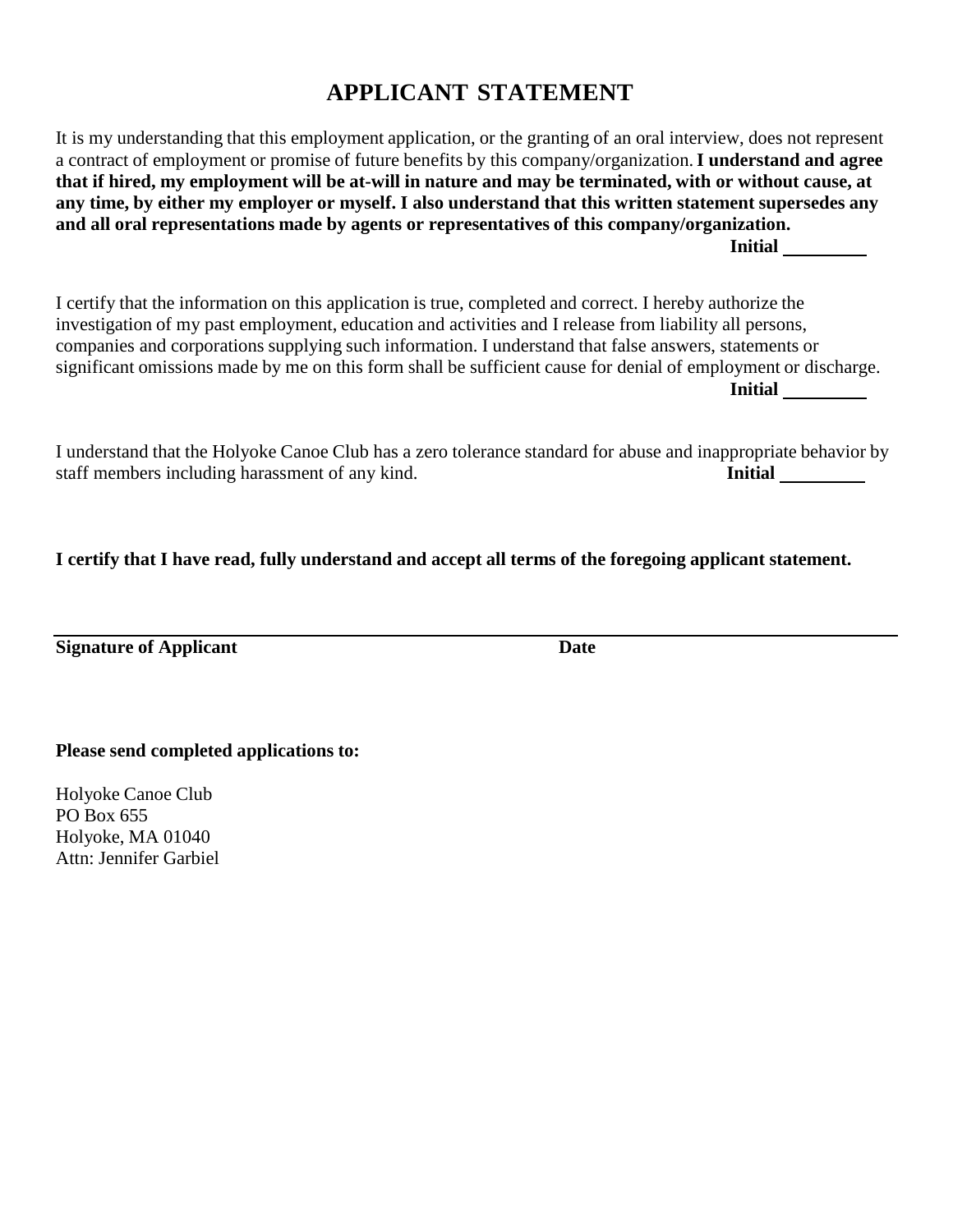# APPLICANT STATEMENT

It is my understanding that this employment application, or the granting of an oral interview, does not represent a contract of employment or promise of future benefits by this company/organization. **I understand and agree that if hired, my employment will be at-will in nature and may be terminated, with or without cause, at any time, by either my employer or myself. I also understand that this written statement supersedes any and all oral representations made by agents or representatives of this company/organization.**

**Initial** _________

I certify that the information on this application is true, completed and correct. I hereby authorize the investigation of my past employment, education and activities and I release from liability all persons, companies and corporations supplying such information. I understand that false answers, statements or significant omissions made by me on this form shall be sufficient cause for denial of employment or discharge.

**Initial** _________

I understand that the Holyoke Canoe Club has a zero tolerance standard for abuse and inappropriate behavior by staff members including harassment of any kind. **Initial** _________

**I certify that I have read, fully understand and accept all terms of the foregoing applicant statement.**

_______________________________________________________________________________

**Signature of Applicant** **Date**

**Please send completed applications to:**

Holyoke Canoe Club
PO Box 655
Holyoke, MA 01040
Attn: Jennifer Garbiel